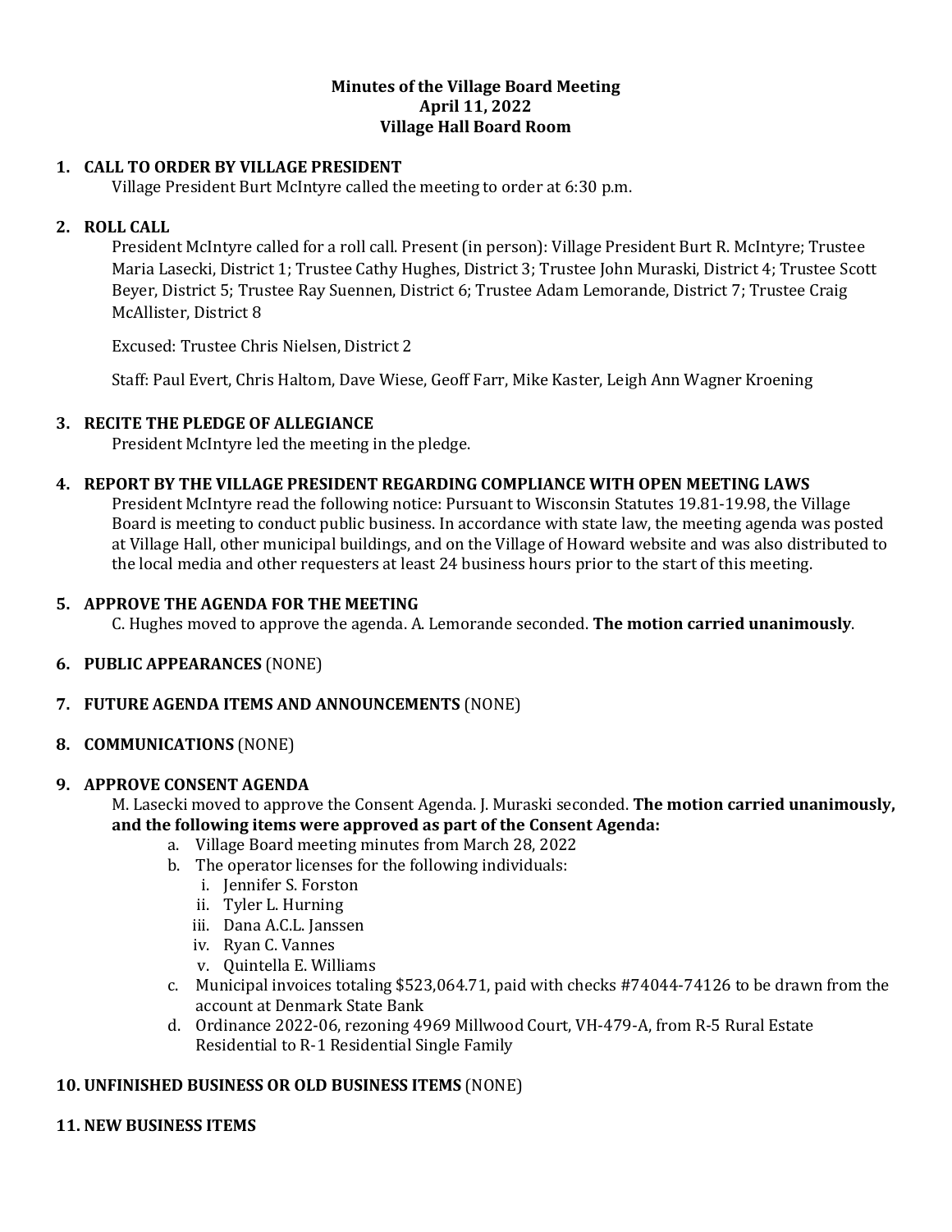**Minutes of the Village Board Meeting**
**April 11, 2022**
**Village Hall Board Room**

**1. CALL TO ORDER BY VILLAGE PRESIDENT**

Village President Burt McIntyre called the meeting to order at 6:30 p.m.

**2. ROLL CALL**

President McIntyre called for a roll call. Present (in person): Village President Burt R. McIntyre; Trustee Maria Lasecki, District 1; Trustee Cathy Hughes, District 3; Trustee John Muraski, District 4; Trustee Scott Beyer, District 5; Trustee Ray Suennen, District 6; Trustee Adam Lemorande, District 7; Trustee Craig McAllister, District 8

Excused: Trustee Chris Nielsen, District 2

Staff: Paul Evert, Chris Haltom, Dave Wiese, Geoff Farr, Mike Kaster, Leigh Ann Wagner Kroening

**3. RECITE THE PLEDGE OF ALLEGIANCE**

President McIntyre led the meeting in the pledge.

**4. REPORT BY THE VILLAGE PRESIDENT REGARDING COMPLIANCE WITH OPEN MEETING LAWS**

President McIntyre read the following notice: Pursuant to Wisconsin Statutes 19.81-19.98, the Village Board is meeting to conduct public business. In accordance with state law, the meeting agenda was posted at Village Hall, other municipal buildings, and on the Village of Howard website and was also distributed to the local media and other requesters at least 24 business hours prior to the start of this meeting.

**5. APPROVE THE AGENDA FOR THE MEETING**

C. Hughes moved to approve the agenda. A. Lemorande seconded. **The motion carried unanimously**.

**6. PUBLIC APPEARANCES** (NONE)

**7. FUTURE AGENDA ITEMS AND ANNOUNCEMENTS** (NONE)

**8. COMMUNICATIONS** (NONE)

**9. APPROVE CONSENT AGENDA**

M. Lasecki moved to approve the Consent Agenda. J. Muraski seconded. **The motion carried unanimously, and the following items were approved as part of the Consent Agenda:**

a. Village Board meeting minutes from March 28, 2022
b. The operator licenses for the following individuals:
   i. Jennifer S. Forston
   ii. Tyler L. Hurning
   iii. Dana A.C.L. Janssen
   iv. Ryan C. Vannes
   v. Quintella E. Williams
c. Municipal invoices totaling $523,064.71, paid with checks #74044-74126 to be drawn from the account at Denmark State Bank
d. Ordinance 2022-06, rezoning 4969 Millwood Court, VH-479-A, from R-5 Rural Estate Residential to R-1 Residential Single Family

**10. UNFINISHED BUSINESS OR OLD BUSINESS ITEMS** (NONE)

**11. NEW BUSINESS ITEMS**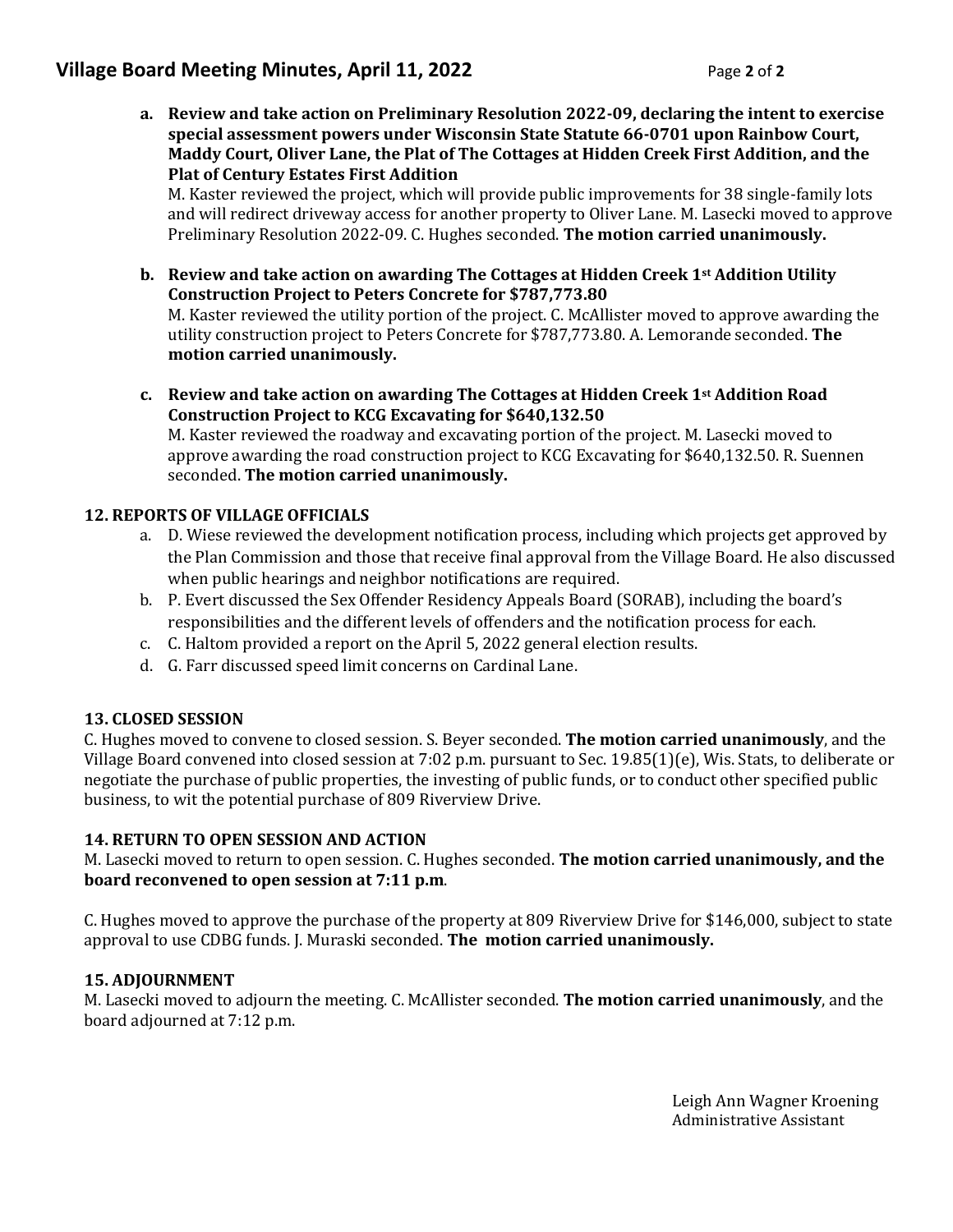**a. Review and take action on Preliminary Resolution 2022-09, declaring the intent to exercise special assessment powers under Wisconsin State Statute 66-0701 upon Rainbow Court, Maddy Court, Oliver Lane, the Plat of The Cottages at Hidden Creek First Addition, and the Plat of Century Estates First Addition**

M. Kaster reviewed the project, which will provide public improvements for 38 single-family lots and will redirect driveway access for another property to Oliver Lane. M. Lasecki moved to approve Preliminary Resolution 2022-09. C. Hughes seconded. **The motion carried unanimously.**

**b. Review and take action on awarding The Cottages at Hidden Creek 1st Addition Utility Construction Project to Peters Concrete for $787,773.80**

M. Kaster reviewed the utility portion of the project. C. McAllister moved to approve awarding the utility construction project to Peters Concrete for $787,773.80. A. Lemorande seconded. **The motion carried unanimously.**

**c. Review and take action on awarding The Cottages at Hidden Creek 1st Addition Road Construction Project to KCG Excavating for $640,132.50**

M. Kaster reviewed the roadway and excavating portion of the project. M. Lasecki moved to approve awarding the road construction project to KCG Excavating for $640,132.50. R. Suennen seconded. **The motion carried unanimously.**

**12. REPORTS OF VILLAGE OFFICIALS**

a. D. Wiese reviewed the development notification process, including which projects get approved by the Plan Commission and those that receive final approval from the Village Board. He also discussed when public hearings and neighbor notifications are required.
b. P. Evert discussed the Sex Offender Residency Appeals Board (SORAB), including the board's responsibilities and the different levels of offenders and the notification process for each.
c. C. Haltom provided a report on the April 5, 2022 general election results.
d. G. Farr discussed speed limit concerns on Cardinal Lane.

**13. CLOSED SESSION**

C. Hughes moved to convene to closed session. S. Beyer seconded. **The motion carried unanimously**, and the Village Board convened into closed session at 7:02 p.m. pursuant to Sec. 19.85(1)(e), Wis. Stats, to deliberate or negotiate the purchase of public properties, the investing of public funds, or to conduct other specified public business, to wit the potential purchase of 809 Riverview Drive.

**14. RETURN TO OPEN SESSION AND ACTION**

M. Lasecki moved to return to open session. C. Hughes seconded. **The motion carried unanimously, and the board reconvened to open session at 7:11 p.m**.

C. Hughes moved to approve the purchase of the property at 809 Riverview Drive for $146,000, subject to state approval to use CDBG funds. J. Muraski seconded. **The motion carried unanimously.**

**15. ADJOURNMENT**

M. Lasecki moved to adjourn the meeting. C. McAllister seconded. **The motion carried unanimously**, and the board adjourned at 7:12 p.m.

Leigh Ann Wagner Kroening
Administrative Assistant